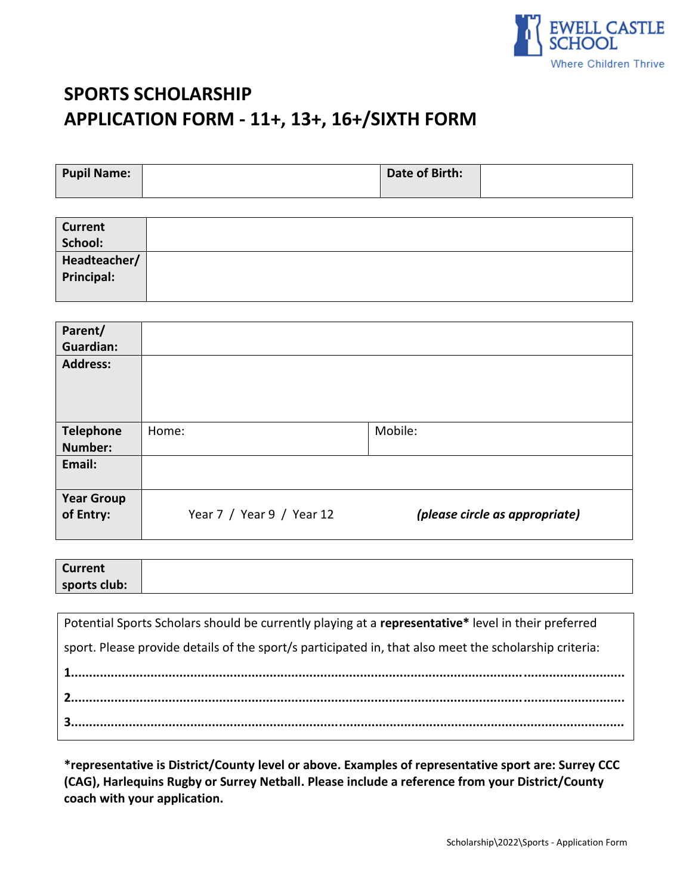EWELL CASTLE SCHOOL
Where Children Thrive

# SPORTS SCHOLARSHIP
# APPLICATION FORM - 11+, 13+, 16+/SIXTH FORM

| **Pupil Name:** | | **Date of Birth:** | |
|---|---|---|---|

| **Current School:** | |
|---|---|
| **Headteacher/ Principal:** | |

| **Parent/ Guardian:** | | |
|---|---|---|
| **Address:** | | |
| **Telephone Number:** | Home: | Mobile: |
| **Email:** | | |
| **Year Group of Entry:** | Year 7 / Year 9 / Year 12 | ***(please circle as appropriate)*** |

| **Current sports club:** | |
|---|---|

Potential Sports Scholars should be currently playing at a **representative*** level in their preferred sport. Please provide details of the sport/s participated in, that also meet the scholarship criteria:

**1.**..........................................................................................................................................

**2.**..........................................................................................................................................

**3.**..........................................................................................................................................

***representative is District/County level or above. Examples of representative sport are: Surrey CCC (CAG), Harlequins Rugby or Surrey Netball. Please include a reference from your District/County coach with your application.**

Scholarship\2022\Sports - Application Form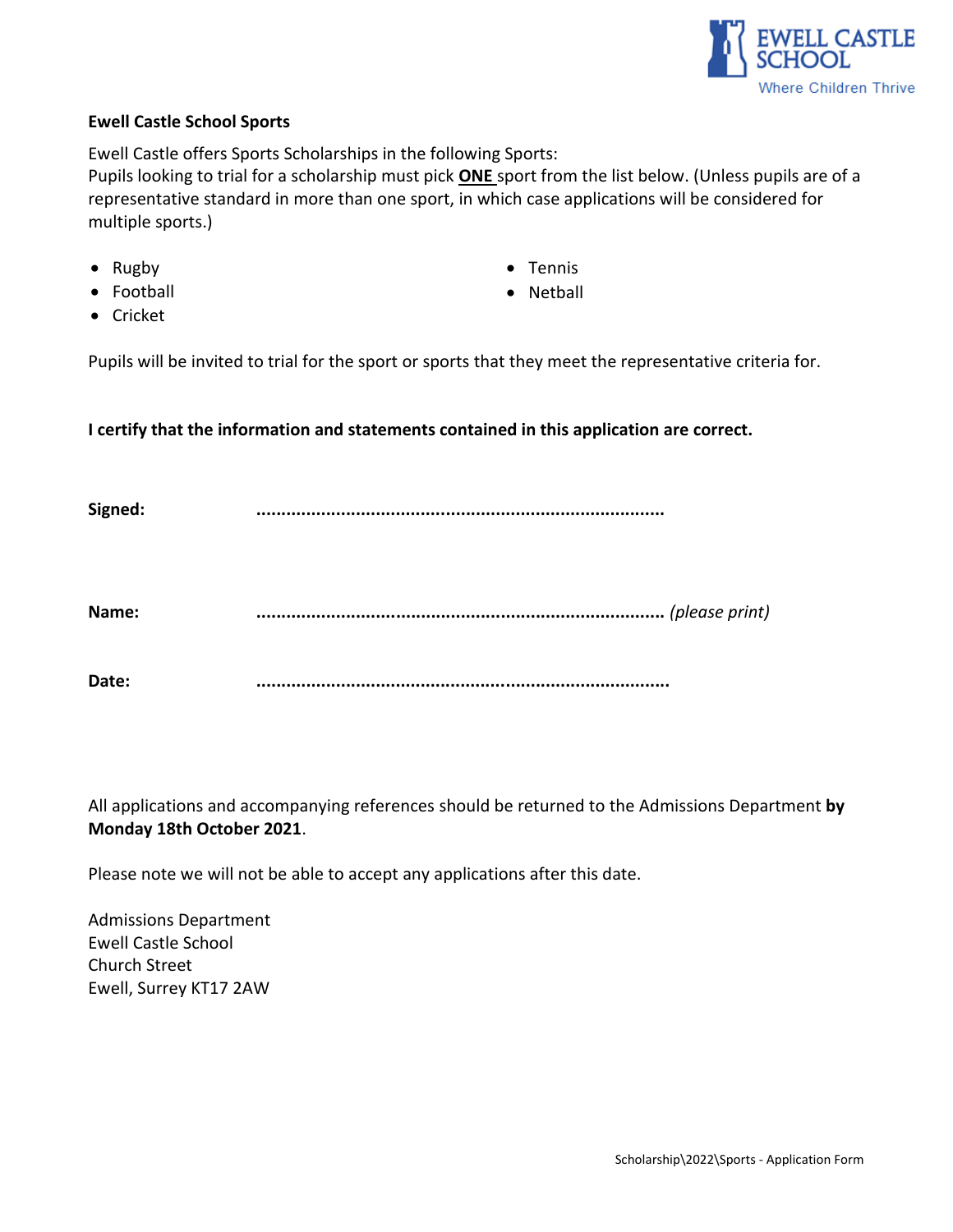**Ewell Castle School Sports**

Ewell Castle offers Sports Scholarships in the following Sports:
Pupils looking to trial for a scholarship must pick **ONE** sport from the list below. (Unless pupils are of a representative standard in more than one sport, in which case applications will be considered for multiple sports.)

- Rugby
- Football
- Cricket
- Tennis
- Netball

Pupils will be invited to trial for the sport or sports that they meet the representative criteria for.

**I certify that the information and statements contained in this application are correct.**

**Signed:** ..................................................................................

**Name:** .................................................................................. *(please print)*

**Date:** ..................................................................................

All applications and accompanying references should be returned to the Admissions Department **by Monday 18th October 2021**.

Please note we will not be able to accept any applications after this date.

Admissions Department
Ewell Castle School
Church Street
Ewell, Surrey KT17 2AW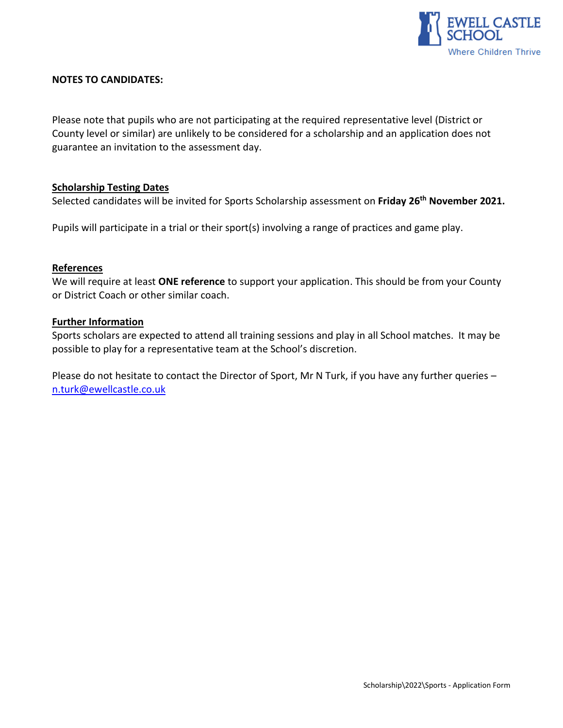**NOTES TO CANDIDATES:**

Please note that pupils who are not participating at the required representative level (District or County level or similar) are unlikely to be considered for a scholarship and an application does not guarantee an invitation to the assessment day.

**Scholarship Testing Dates**

Selected candidates will be invited for Sports Scholarship assessment on **Friday 26th November 2021.**

Pupils will participate in a trial or their sport(s) involving a range of practices and game play.

**References**

We will require at least **ONE reference** to support your application. This should be from your County or District Coach or other similar coach.

**Further Information**

Sports scholars are expected to attend all training sessions and play in all School matches. It may be possible to play for a representative team at the School's discretion.

Please do not hesitate to contact the Director of Sport, Mr N Turk, if you have any further queries – n.turk@ewellcastle.co.uk